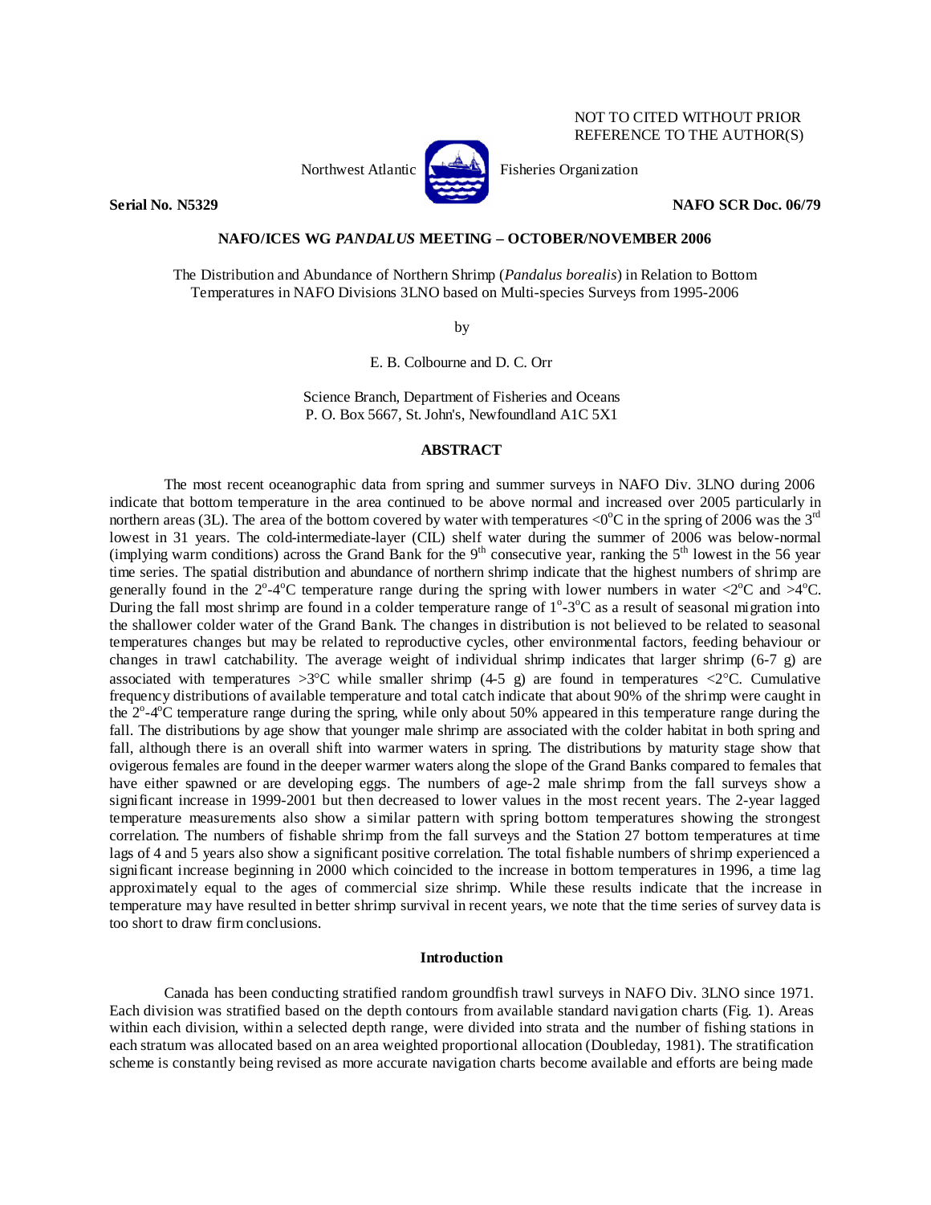NOT TO CITED WITHOUT PRIOR
REFERENCE TO THE AUTHOR(S)

Northwest Atlantic Fisheries Organization

**Serial No. N5329** **NAFO SCR Doc. 06/79**

**NAFO/ICES WG *PANDALUS* MEETING – OCTOBER/NOVEMBER 2006**

The Distribution and Abundance of Northern Shrimp (*Pandalus borealis*) in Relation to Bottom Temperatures in NAFO Divisions 3LNO based on Multi-species Surveys from 1995-2006

by

E. B. Colbourne and D. C. Orr

Science Branch, Department of Fisheries and Oceans
P. O. Box 5667, St. John's, Newfoundland A1C 5X1

## ABSTRACT

The most recent oceanographic data from spring and summer surveys in NAFO Div. 3LNO during 2006 indicate that bottom temperature in the area continued to be above normal and increased over 2005 particularly in northern areas (3L). The area of the bottom covered by water with temperatures <0°C in the spring of 2006 was the 3rd lowest in 31 years. The cold-intermediate-layer (CIL) shelf water during the summer of 2006 was below-normal (implying warm conditions) across the Grand Bank for the 9th consecutive year, ranking the 5th lowest in the 56 year time series. The spatial distribution and abundance of northern shrimp indicate that the highest numbers of shrimp are generally found in the 2°-4°C temperature range during the spring with lower numbers in water <2°C and >4°C. During the fall most shrimp are found in a colder temperature range of 1°-3°C as a result of seasonal migration into the shallower colder water of the Grand Bank. The changes in distribution is not believed to be related to seasonal temperatures changes but may be related to reproductive cycles, other environmental factors, feeding behaviour or changes in trawl catchability. The average weight of individual shrimp indicates that larger shrimp (6-7 g) are associated with temperatures >3°C while smaller shrimp (4-5 g) are found in temperatures <2°C. Cumulative frequency distributions of available temperature and total catch indicate that about 90% of the shrimp were caught in the 2°-4°C temperature range during the spring, while only about 50% appeared in this temperature range during the fall. The distributions by age show that younger male shrimp are associated with the colder habitat in both spring and fall, although there is an overall shift into warmer waters in spring. The distributions by maturity stage show that ovigerous females are found in the deeper warmer waters along the slope of the Grand Banks compared to females that have either spawned or are developing eggs. The numbers of age-2 male shrimp from the fall surveys show a significant increase in 1999-2001 but then decreased to lower values in the most recent years. The 2-year lagged temperature measurements also show a similar pattern with spring bottom temperatures showing the strongest correlation. The numbers of fishable shrimp from the fall surveys and the Station 27 bottom temperatures at time lags of 4 and 5 years also show a significant positive correlation. The total fishable numbers of shrimp experienced a significant increase beginning in 2000 which coincided to the increase in bottom temperatures in 1996, a time lag approximately equal to the ages of commercial size shrimp. While these results indicate that the increase in temperature may have resulted in better shrimp survival in recent years, we note that the time series of survey data is too short to draw firm conclusions.

## Introduction

Canada has been conducting stratified random groundfish trawl surveys in NAFO Div. 3LNO since 1971. Each division was stratified based on the depth contours from available standard navigation charts (Fig. 1). Areas within each division, within a selected depth range, were divided into strata and the number of fishing stations in each stratum was allocated based on an area weighted proportional allocation (Doubleday, 1981). The stratification scheme is constantly being revised as more accurate navigation charts become available and efforts are being made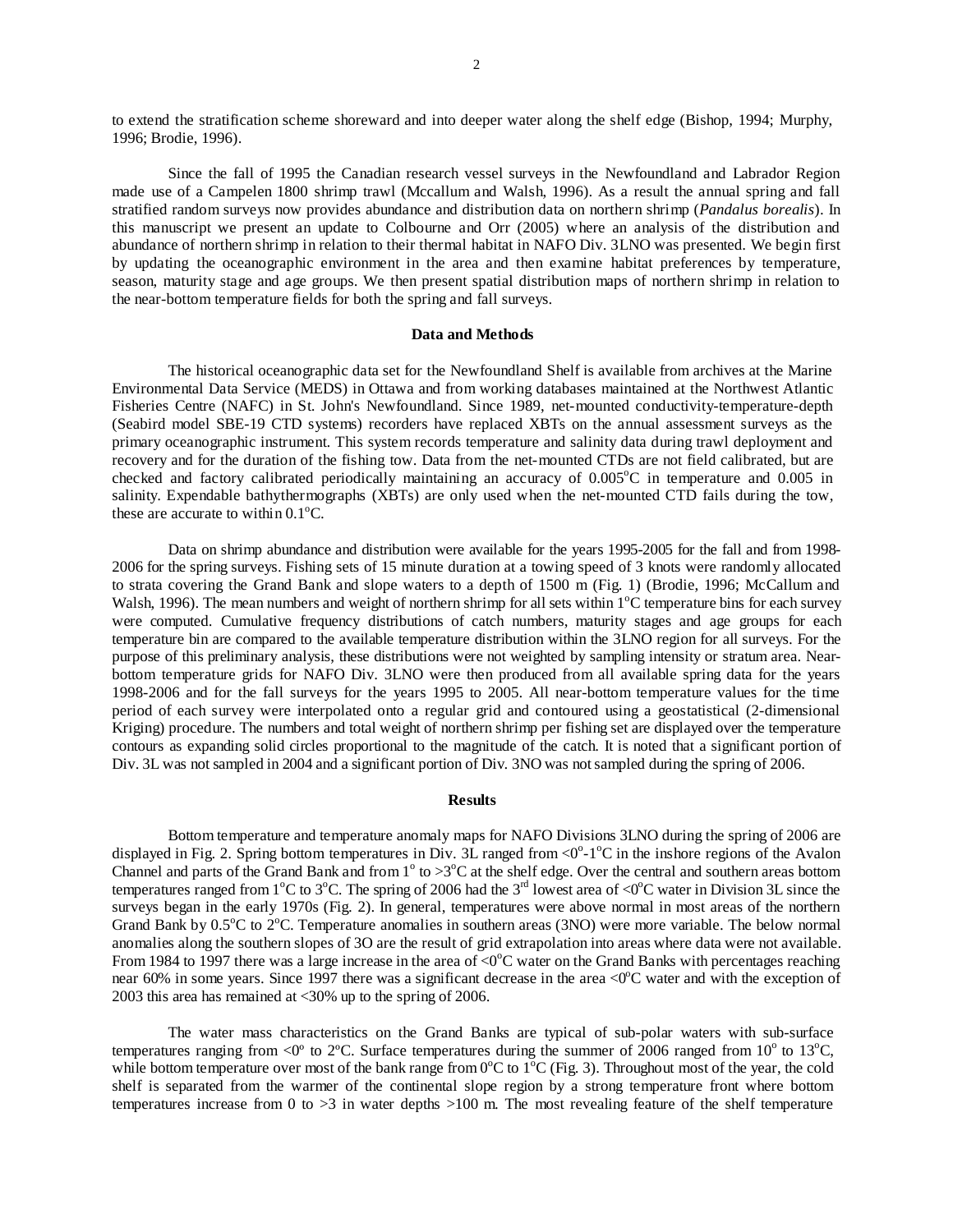to extend the stratification scheme shoreward and into deeper water along the shelf edge (Bishop, 1994; Murphy, 1996; Brodie, 1996).

Since the fall of 1995 the Canadian research vessel surveys in the Newfoundland and Labrador Region made use of a Campelen 1800 shrimp trawl (Mccallum and Walsh, 1996). As a result the annual spring and fall stratified random surveys now provides abundance and distribution data on northern shrimp (*Pandalus borealis*). In this manuscript we present an update to Colbourne and Orr (2005) where an analysis of the distribution and abundance of northern shrimp in relation to their thermal habitat in NAFO Div. 3LNO was presented. We begin first by updating the oceanographic environment in the area and then examine habitat preferences by temperature, season, maturity stage and age groups. We then present spatial distribution maps of northern shrimp in relation to the near-bottom temperature fields for both the spring and fall surveys.

## Data and Methods

The historical oceanographic data set for the Newfoundland Shelf is available from archives at the Marine Environmental Data Service (MEDS) in Ottawa and from working databases maintained at the Northwest Atlantic Fisheries Centre (NAFC) in St. John's Newfoundland. Since 1989, net-mounted conductivity-temperature-depth (Seabird model SBE-19 CTD systems) recorders have replaced XBTs on the annual assessment surveys as the primary oceanographic instrument. This system records temperature and salinity data during trawl deployment and recovery and for the duration of the fishing tow. Data from the net-mounted CTDs are not field calibrated, but are checked and factory calibrated periodically maintaining an accuracy of 0.005°C in temperature and 0.005 in salinity. Expendable bathythermographs (XBTs) are only used when the net-mounted CTD fails during the tow, these are accurate to within 0.1°C.

Data on shrimp abundance and distribution were available for the years 1995-2005 for the fall and from 1998-2006 for the spring surveys. Fishing sets of 15 minute duration at a towing speed of 3 knots were randomly allocated to strata covering the Grand Bank and slope waters to a depth of 1500 m (Fig. 1) (Brodie, 1996; McCallum and Walsh, 1996). The mean numbers and weight of northern shrimp for all sets within 1°C temperature bins for each survey were computed. Cumulative frequency distributions of catch numbers, maturity stages and age groups for each temperature bin are compared to the available temperature distribution within the 3LNO region for all surveys. For the purpose of this preliminary analysis, these distributions were not weighted by sampling intensity or stratum area. Near-bottom temperature grids for NAFO Div. 3LNO were then produced from all available spring data for the years 1998-2006 and for the fall surveys for the years 1995 to 2005. All near-bottom temperature values for the time period of each survey were interpolated onto a regular grid and contoured using a geostatistical (2-dimensional Kriging) procedure. The numbers and total weight of northern shrimp per fishing set are displayed over the temperature contours as expanding solid circles proportional to the magnitude of the catch. It is noted that a significant portion of Div. 3L was not sampled in 2004 and a significant portion of Div. 3NO was not sampled during the spring of 2006.

## Results

Bottom temperature and temperature anomaly maps for NAFO Divisions 3LNO during the spring of 2006 are displayed in Fig. 2. Spring bottom temperatures in Div. 3L ranged from <0°-1°C in the inshore regions of the Avalon Channel and parts of the Grand Bank and from 1° to >3°C at the shelf edge. Over the central and southern areas bottom temperatures ranged from 1°C to 3°C. The spring of 2006 had the 3rd lowest area of <0°C water in Division 3L since the surveys began in the early 1970s (Fig. 2). In general, temperatures were above normal in most areas of the northern Grand Bank by 0.5°C to 2°C. Temperature anomalies in southern areas (3NO) were more variable. The below normal anomalies along the southern slopes of 3O are the result of grid extrapolation into areas where data were not available. From 1984 to 1997 there was a large increase in the area of <0°C water on the Grand Banks with percentages reaching near 60% in some years. Since 1997 there was a significant decrease in the area <0°C water and with the exception of 2003 this area has remained at <30% up to the spring of 2006.

The water mass characteristics on the Grand Banks are typical of sub-polar waters with sub-surface temperatures ranging from <0° to 2°C. Surface temperatures during the summer of 2006 ranged from 10° to 13°C, while bottom temperature over most of the bank range from 0°C to 1°C (Fig. 3). Throughout most of the year, the cold shelf is separated from the warmer of the continental slope region by a strong temperature front where bottom temperatures increase from 0 to >3 in water depths >100 m. The most revealing feature of the shelf temperature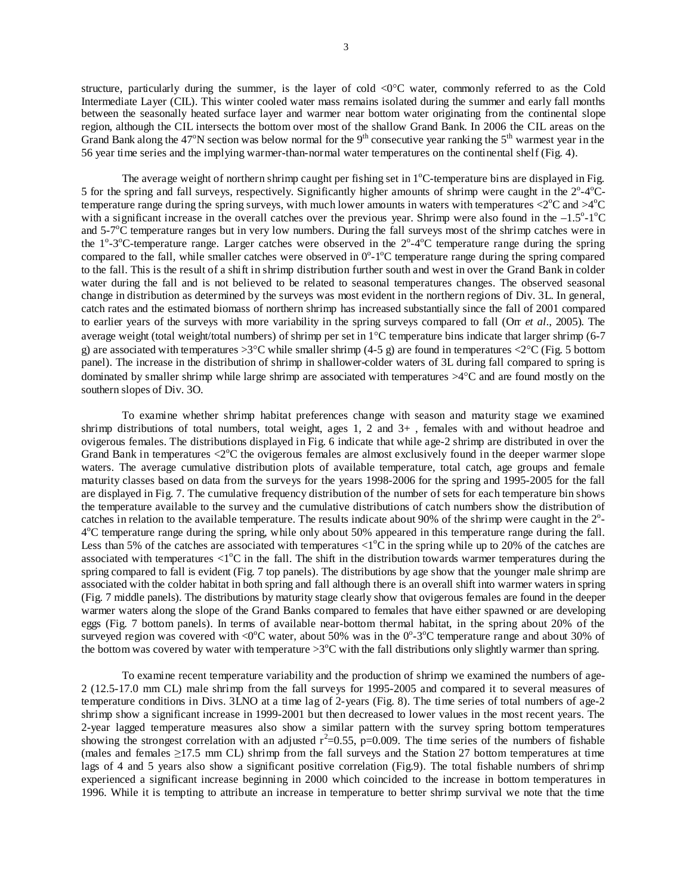structure, particularly during the summer, is the layer of cold <0°C water, commonly referred to as the Cold Intermediate Layer (CIL). This winter cooled water mass remains isolated during the summer and early fall months between the seasonally heated surface layer and warmer near bottom water originating from the continental slope region, although the CIL intersects the bottom over most of the shallow Grand Bank. In 2006 the CIL areas on the Grand Bank along the 47°N section was below normal for the 9th consecutive year ranking the 5th warmest year in the 56 year time series and the implying warmer-than-normal water temperatures on the continental shelf (Fig. 4).

The average weight of northern shrimp caught per fishing set in 1°C-temperature bins are displayed in Fig. 5 for the spring and fall surveys, respectively. Significantly higher amounts of shrimp were caught in the 2°-4°C-temperature range during the spring surveys, with much lower amounts in waters with temperatures <2°C and >4°C with a significant increase in the overall catches over the previous year. Shrimp were also found in the –1.5°-1°C and 5-7°C temperature ranges but in very low numbers. During the fall surveys most of the shrimp catches were in the 1°-3°C-temperature range. Larger catches were observed in the 2°-4°C temperature range during the spring compared to the fall, while smaller catches were observed in 0°-1°C temperature range during the spring compared to the fall. This is the result of a shift in shrimp distribution further south and west in over the Grand Bank in colder water during the fall and is not believed to be related to seasonal temperatures changes. The observed seasonal change in distribution as determined by the surveys was most evident in the northern regions of Div. 3L. In general, catch rates and the estimated biomass of northern shrimp has increased substantially since the fall of 2001 compared to earlier years of the surveys with more variability in the spring surveys compared to fall (Orr *et al*., 2005). The average weight (total weight/total numbers) of shrimp per set in 1°C temperature bins indicate that larger shrimp (6-7 g) are associated with temperatures >3°C while smaller shrimp (4-5 g) are found in temperatures <2°C (Fig. 5 bottom panel). The increase in the distribution of shrimp in shallower-colder waters of 3L during fall compared to spring is dominated by smaller shrimp while large shrimp are associated with temperatures >4°C and are found mostly on the southern slopes of Div. 3O.

To examine whether shrimp habitat preferences change with season and maturity stage we examined shrimp distributions of total numbers, total weight, ages 1, 2 and 3+ , females with and without headroe and ovigerous females. The distributions displayed in Fig. 6 indicate that while age-2 shrimp are distributed in over the Grand Bank in temperatures <2°C the ovigerous females are almost exclusively found in the deeper warmer slope waters. The average cumulative distribution plots of available temperature, total catch, age groups and female maturity classes based on data from the surveys for the years 1998-2006 for the spring and 1995-2005 for the fall are displayed in Fig. 7. The cumulative frequency distribution of the number of sets for each temperature bin shows the temperature available to the survey and the cumulative distributions of catch numbers show the distribution of catches in relation to the available temperature. The results indicate about 90% of the shrimp were caught in the 2°-4°C temperature range during the spring, while only about 50% appeared in this temperature range during the fall. Less than 5% of the catches are associated with temperatures <1°C in the spring while up to 20% of the catches are associated with temperatures <1°C in the fall. The shift in the distribution towards warmer temperatures during the spring compared to fall is evident (Fig. 7 top panels). The distributions by age show that the younger male shrimp are associated with the colder habitat in both spring and fall although there is an overall shift into warmer waters in spring (Fig. 7 middle panels). The distributions by maturity stage clearly show that ovigerous females are found in the deeper warmer waters along the slope of the Grand Banks compared to females that have either spawned or are developing eggs (Fig. 7 bottom panels). In terms of available near-bottom thermal habitat, in the spring about 20% of the surveyed region was covered with <0°C water, about 50% was in the 0°-3°C temperature range and about 30% of the bottom was covered by water with temperature >3°C with the fall distributions only slightly warmer than spring.

To examine recent temperature variability and the production of shrimp we examined the numbers of age-2 (12.5-17.0 mm CL) male shrimp from the fall surveys for 1995-2005 and compared it to several measures of temperature conditions in Divs. 3LNO at a time lag of 2-years (Fig. 8). The time series of total numbers of age-2 shrimp show a significant increase in 1999-2001 but then decreased to lower values in the most recent years. The 2-year lagged temperature measures also show a similar pattern with the survey spring bottom temperatures showing the strongest correlation with an adjusted $r^2$=0.55, p=0.009. The time series of the numbers of fishable (males and females ≥17.5 mm CL) shrimp from the fall surveys and the Station 27 bottom temperatures at time lags of 4 and 5 years also show a significant positive correlation (Fig.9). The total fishable numbers of shrimp experienced a significant increase beginning in 2000 which coincided to the increase in bottom temperatures in 1996. While it is tempting to attribute an increase in temperature to better shrimp survival we note that the time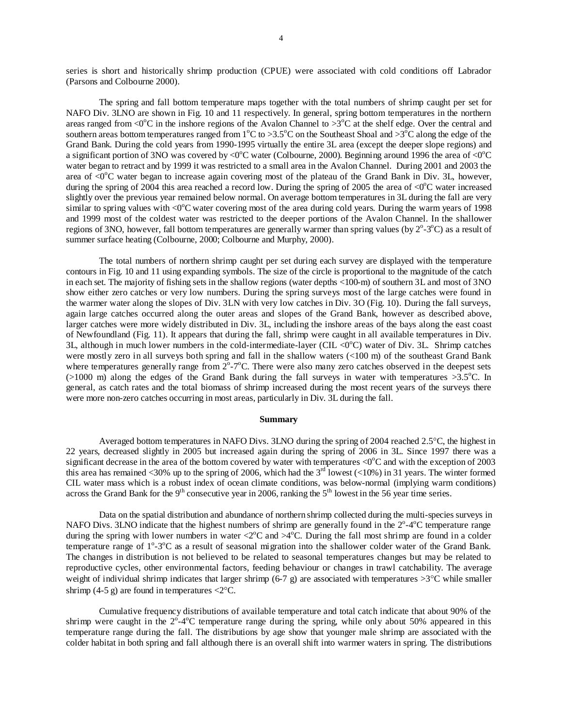series is short and historically shrimp production (CPUE) were associated with cold conditions off Labrador (Parsons and Colbourne 2000).

The spring and fall bottom temperature maps together with the total numbers of shrimp caught per set for NAFO Div. 3LNO are shown in Fig. 10 and 11 respectively. In general, spring bottom temperatures in the northern areas ranged from <0°C in the inshore regions of the Avalon Channel to >3°C at the shelf edge. Over the central and southern areas bottom temperatures ranged from 1°C to >3.5°C on the Southeast Shoal and >3°C along the edge of the Grand Bank. During the cold years from 1990-1995 virtually the entire 3L area (except the deeper slope regions) and a significant portion of 3NO was covered by <0°C water (Colbourne, 2000). Beginning around 1996 the area of <0°C water began to retract and by 1999 it was restricted to a small area in the Avalon Channel. During 2001 and 2003 the area of <0°C water began to increase again covering most of the plateau of the Grand Bank in Div. 3L, however, during the spring of 2004 this area reached a record low. During the spring of 2005 the area of <0°C water increased slightly over the previous year remained below normal. On average bottom temperatures in 3L during the fall are very similar to spring values with <0°C water covering most of the area during cold years. During the warm years of 1998 and 1999 most of the coldest water was restricted to the deeper portions of the Avalon Channel. In the shallower regions of 3NO, however, fall bottom temperatures are generally warmer than spring values (by 2°-3°C) as a result of summer surface heating (Colbourne, 2000; Colbourne and Murphy, 2000).

The total numbers of northern shrimp caught per set during each survey are displayed with the temperature contours in Fig. 10 and 11 using expanding symbols. The size of the circle is proportional to the magnitude of the catch in each set. The majority of fishing sets in the shallow regions (water depths <100-m) of southern 3L and most of 3NO show either zero catches or very low numbers. During the spring surveys most of the large catches were found in the warmer water along the slopes of Div. 3LN with very low catches in Div. 3O (Fig. 10). During the fall surveys, again large catches occurred along the outer areas and slopes of the Grand Bank, however as described above, larger catches were more widely distributed in Div. 3L, including the inshore areas of the bays along the east coast of Newfoundland (Fig. 11). It appears that during the fall, shrimp were caught in all available temperatures in Div. 3L, although in much lower numbers in the cold-intermediate-layer (CIL <0°C) water of Div. 3L. Shrimp catches were mostly zero in all surveys both spring and fall in the shallow waters (<100 m) of the southeast Grand Bank where temperatures generally range from 2°-7°C. There were also many zero catches observed in the deepest sets (>1000 m) along the edges of the Grand Bank during the fall surveys in water with temperatures >3.5°C. In general, as catch rates and the total biomass of shrimp increased during the most recent years of the surveys there were more non-zero catches occurring in most areas, particularly in Div. 3L during the fall.

## Summary

Averaged bottom temperatures in NAFO Divs. 3LNO during the spring of 2004 reached 2.5°C, the highest in 22 years, decreased slightly in 2005 but increased again during the spring of 2006 in 3L. Since 1997 there was a significant decrease in the area of the bottom covered by water with temperatures <0°C and with the exception of 2003 this area has remained <30% up to the spring of 2006, which had the 3rd lowest (<10%) in 31 years. The winter formed CIL water mass which is a robust index of ocean climate conditions, was below-normal (implying warm conditions) across the Grand Bank for the 9th consecutive year in 2006, ranking the 5th lowest in the 56 year time series.

Data on the spatial distribution and abundance of northern shrimp collected during the multi-species surveys in NAFO Divs. 3LNO indicate that the highest numbers of shrimp are generally found in the 2°-4°C temperature range during the spring with lower numbers in water <2°C and >4°C. During the fall most shrimp are found in a colder temperature range of 1°-3°C as a result of seasonal migration into the shallower colder water of the Grand Bank. The changes in distribution is not believed to be related to seasonal temperatures changes but may be related to reproductive cycles, other environmental factors, feeding behaviour or changes in trawl catchability. The average weight of individual shrimp indicates that larger shrimp (6-7 g) are associated with temperatures >3°C while smaller shrimp (4-5 g) are found in temperatures <2°C.

Cumulative frequency distributions of available temperature and total catch indicate that about 90% of the shrimp were caught in the 2°-4°C temperature range during the spring, while only about 50% appeared in this temperature range during the fall. The distributions by age show that younger male shrimp are associated with the colder habitat in both spring and fall although there is an overall shift into warmer waters in spring. The distributions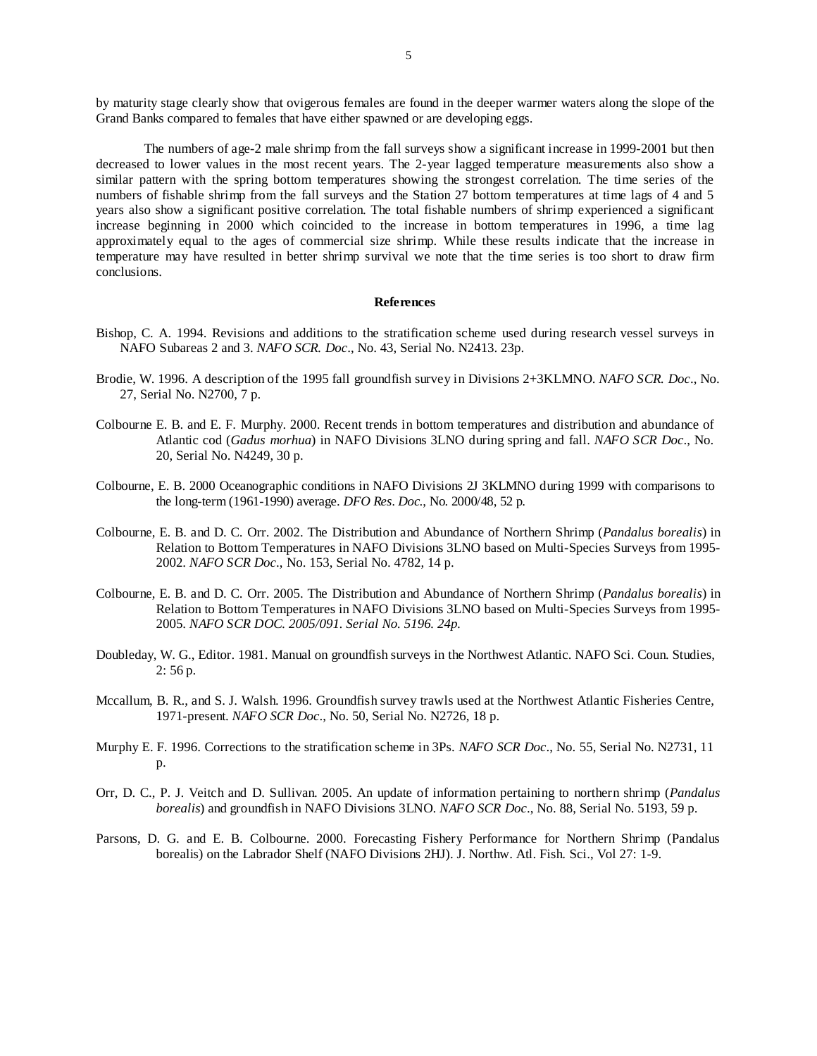by maturity stage clearly show that ovigerous females are found in the deeper warmer waters along the slope of the Grand Banks compared to females that have either spawned or are developing eggs.

The numbers of age-2 male shrimp from the fall surveys show a significant increase in 1999-2001 but then decreased to lower values in the most recent years. The 2-year lagged temperature measurements also show a similar pattern with the spring bottom temperatures showing the strongest correlation. The time series of the numbers of fishable shrimp from the fall surveys and the Station 27 bottom temperatures at time lags of 4 and 5 years also show a significant positive correlation. The total fishable numbers of shrimp experienced a significant increase beginning in 2000 which coincided to the increase in bottom temperatures in 1996, a time lag approximately equal to the ages of commercial size shrimp. While these results indicate that the increase in temperature may have resulted in better shrimp survival we note that the time series is too short to draw firm conclusions.

## References

Bishop, C. A. 1994. Revisions and additions to the stratification scheme used during research vessel surveys in NAFO Subareas 2 and 3. *NAFO SCR. Doc*., No. 43, Serial No. N2413. 23p.

Brodie, W. 1996. A description of the 1995 fall groundfish survey in Divisions 2+3KLMNO. *NAFO SCR. Doc*., No. 27, Serial No. N2700, 7 p.

Colbourne E. B. and E. F. Murphy. 2000. Recent trends in bottom temperatures and distribution and abundance of Atlantic cod (*Gadus morhua*) in NAFO Divisions 3LNO during spring and fall. *NAFO SCR Doc*., No. 20, Serial No. N4249, 30 p.

Colbourne, E. B. 2000 Oceanographic conditions in NAFO Divisions 2J 3KLMNO during 1999 with comparisons to the long-term (1961-1990) average. *DFO Res. Doc.*, No. 2000/48, 52 p.

Colbourne, E. B. and D. C. Orr. 2002. The Distribution and Abundance of Northern Shrimp (*Pandalus borealis*) in Relation to Bottom Temperatures in NAFO Divisions 3LNO based on Multi-Species Surveys from 1995-2002. *NAFO SCR Doc*., No. 153, Serial No. 4782, 14 p.

Colbourne, E. B. and D. C. Orr. 2005. The Distribution and Abundance of Northern Shrimp (*Pandalus borealis*) in Relation to Bottom Temperatures in NAFO Divisions 3LNO based on Multi-Species Surveys from 1995-2005. *NAFO SCR DOC. 2005/091. Serial No. 5196. 24p.*

Doubleday, W. G., Editor. 1981. Manual on groundfish surveys in the Northwest Atlantic. NAFO Sci. Coun. Studies, 2: 56 p.

Mccallum, B. R., and S. J. Walsh. 1996. Groundfish survey trawls used at the Northwest Atlantic Fisheries Centre, 1971-present. *NAFO SCR Doc*., No. 50, Serial No. N2726, 18 p.

Murphy E. F. 1996. Corrections to the stratification scheme in 3Ps. *NAFO SCR Doc*., No. 55, Serial No. N2731, 11 p.

Orr, D. C., P. J. Veitch and D. Sullivan. 2005. An update of information pertaining to northern shrimp (*Pandalus borealis*) and groundfish in NAFO Divisions 3LNO. *NAFO SCR Doc*., No. 88, Serial No. 5193, 59 p.

Parsons, D. G. and E. B. Colbourne. 2000. Forecasting Fishery Performance for Northern Shrimp (Pandalus borealis) on the Labrador Shelf (NAFO Divisions 2HJ). J. Northw. Atl. Fish. Sci., Vol 27: 1-9.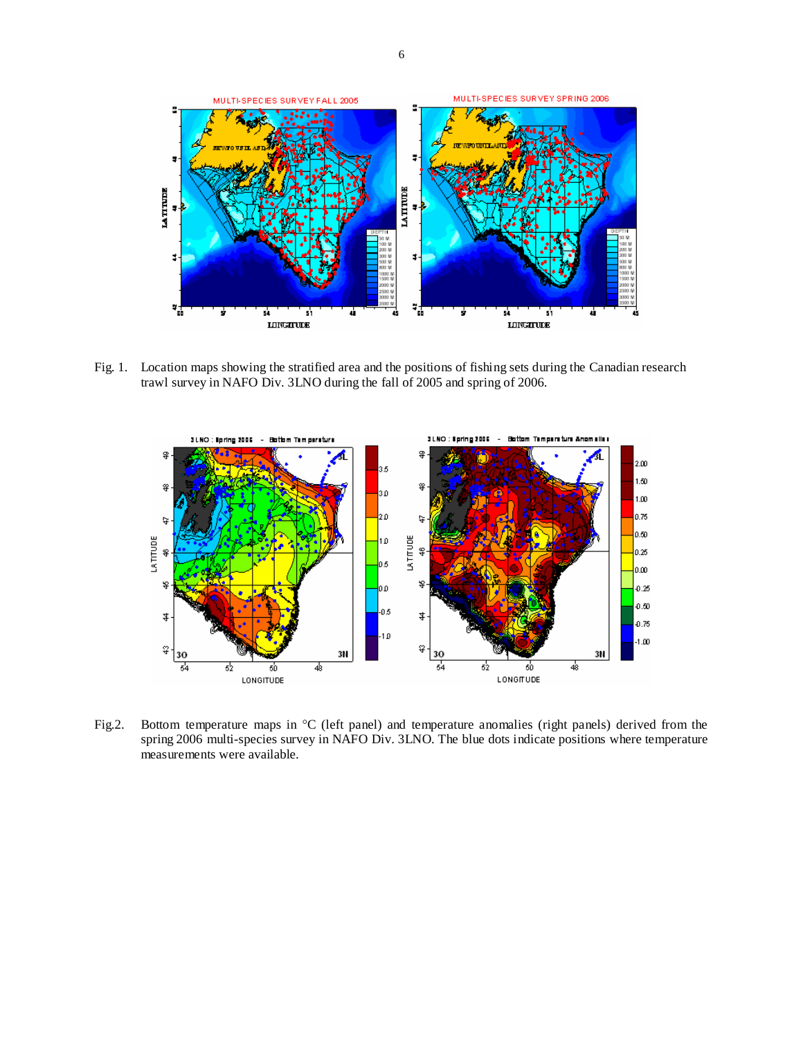Fig. 1. Location maps showing the stratified area and the positions of fishing sets during the Canadian research trawl survey in NAFO Div. 3LNO during the fall of 2005 and spring of 2006.

Fig.2. Bottom temperature maps in °C (left panel) and temperature anomalies (right panels) derived from the spring 2006 multi-species survey in NAFO Div. 3LNO. The blue dots indicate positions where temperature measurements were available.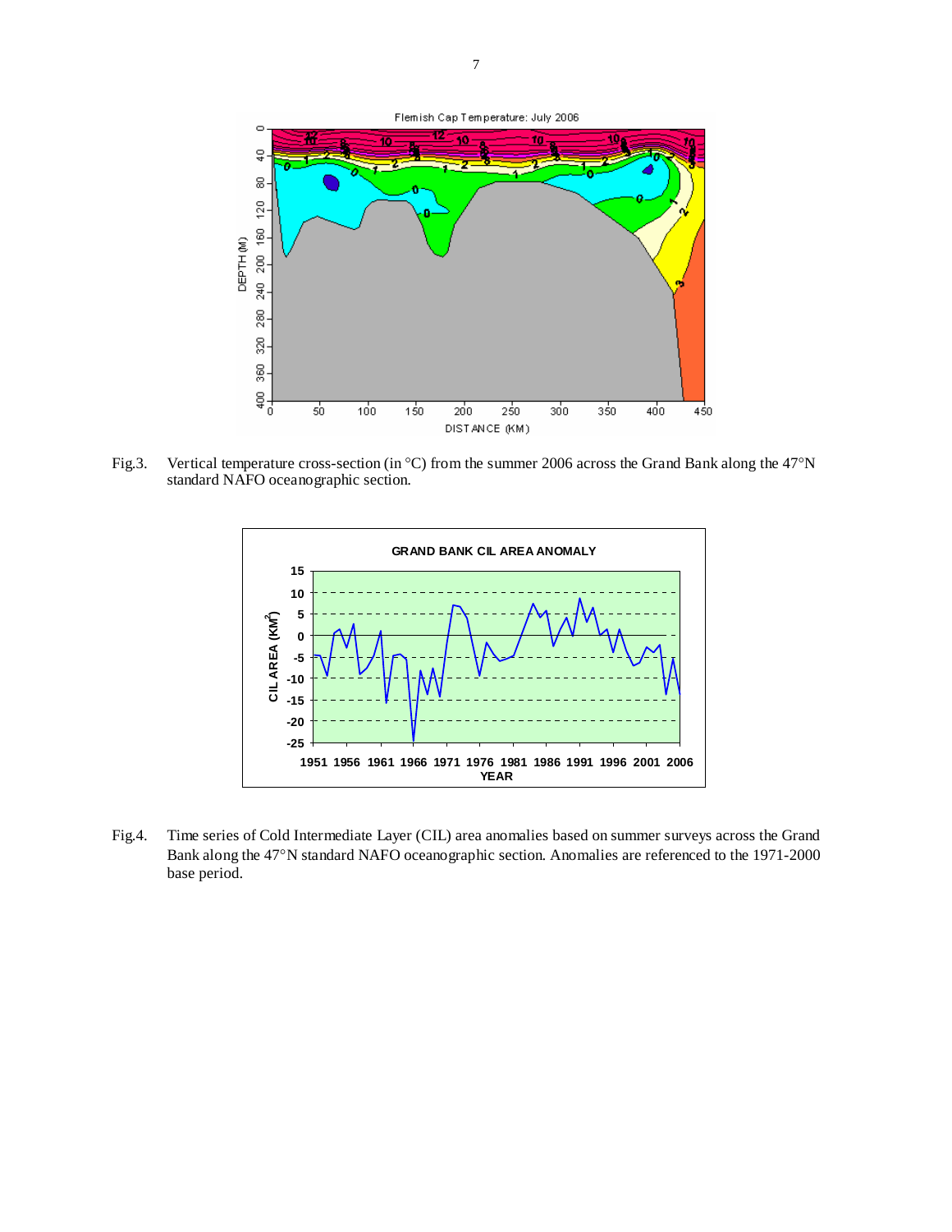Fig.3. Vertical temperature cross-section (in °C) from the summer 2006 across the Grand Bank along the 47°N standard NAFO oceanographic section.

Fig.4. Time series of Cold Intermediate Layer (CIL) area anomalies based on summer surveys across the Grand Bank along the 47°N standard NAFO oceanographic section. Anomalies are referenced to the 1971-2000 base period.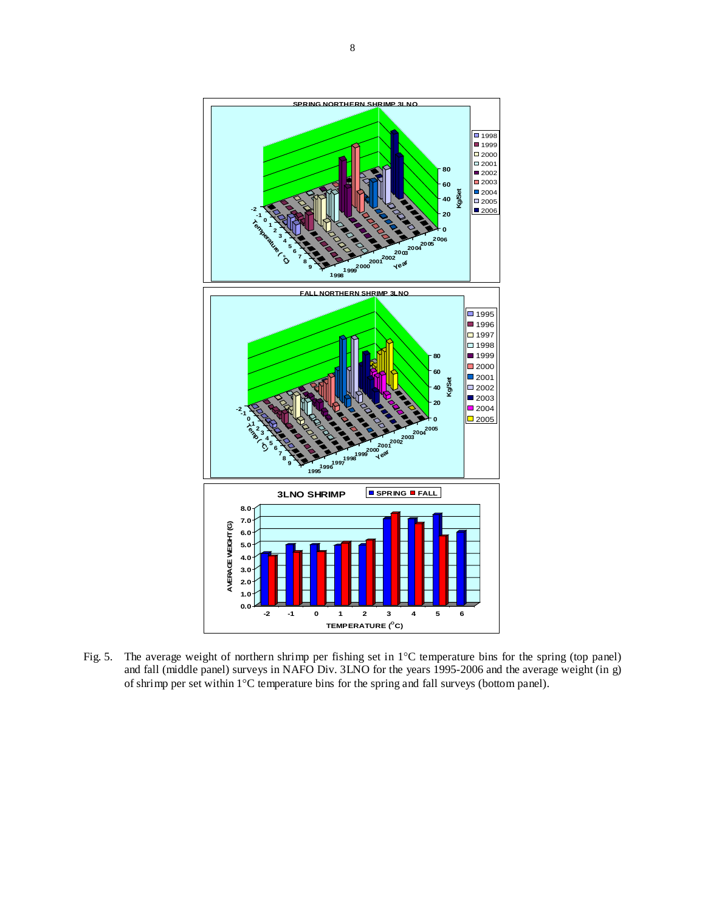Fig. 5. The average weight of northern shrimp per fishing set in 1°C temperature bins for the spring (top panel) and fall (middle panel) surveys in NAFO Div. 3LNO for the years 1995-2006 and the average weight (in g) of shrimp per set within 1°C temperature bins for the spring and fall surveys (bottom panel).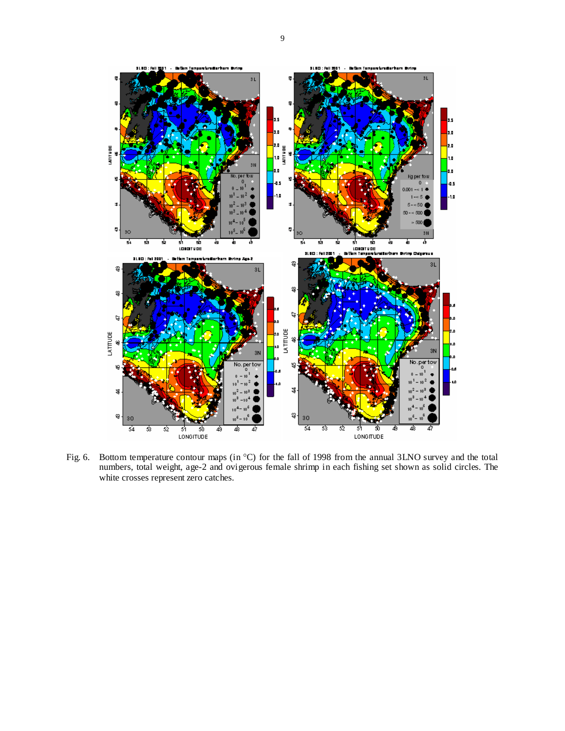Fig. 6. Bottom temperature contour maps (in °C) for the fall of 1998 from the annual 3LNO survey and the total numbers, total weight, age-2 and ovigerous female shrimp in each fishing set shown as solid circles. The white crosses represent zero catches.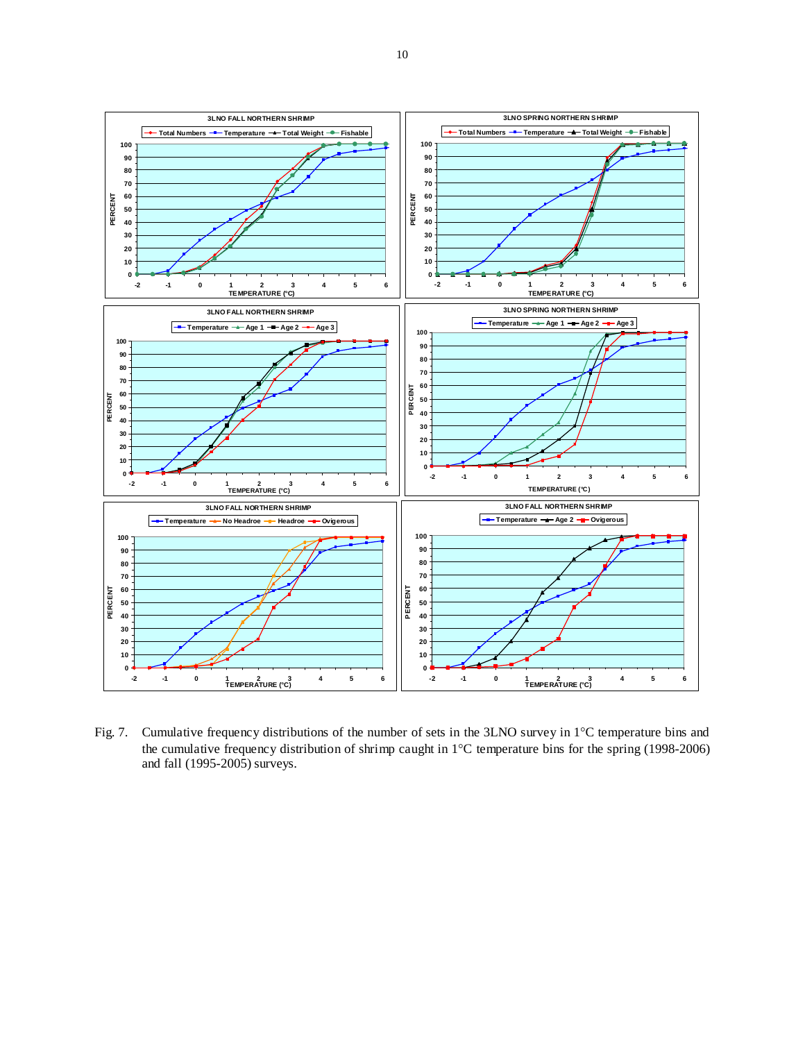Fig. 7. Cumulative frequency distributions of the number of sets in the 3LNO survey in 1°C temperature bins and the cumulative frequency distribution of shrimp caught in 1°C temperature bins for the spring (1998-2006) and fall (1995-2005) surveys.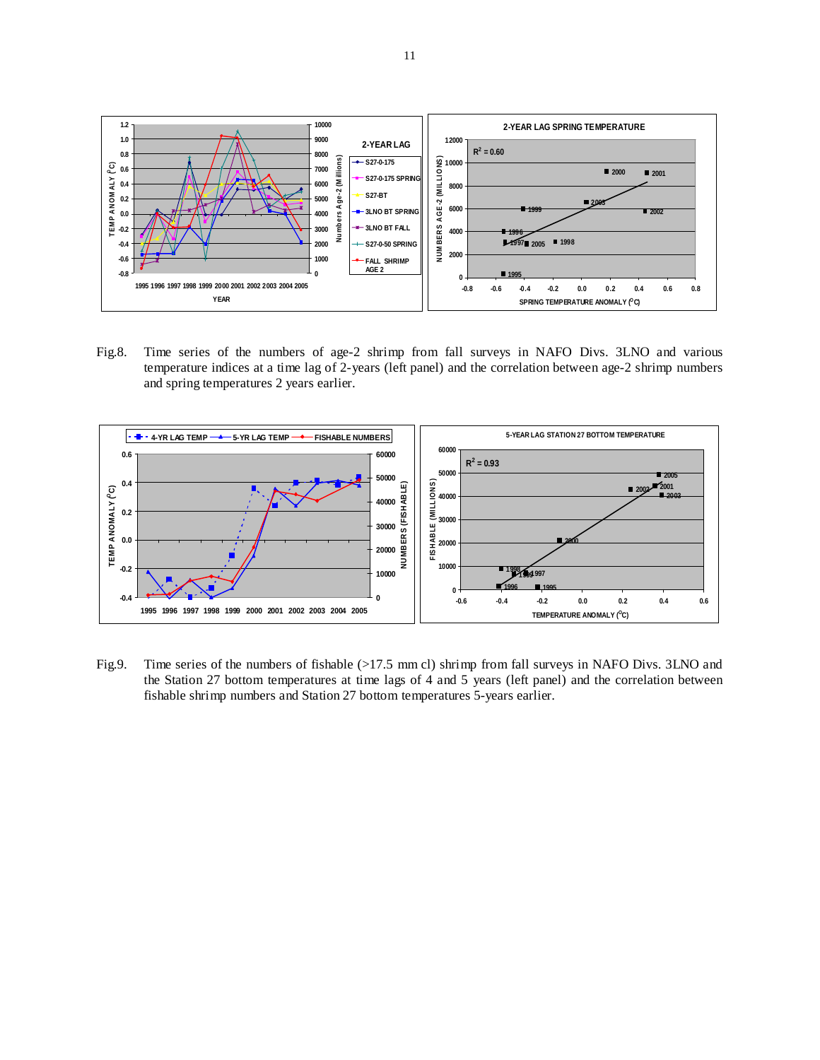Fig.8. Time series of the numbers of age-2 shrimp from fall surveys in NAFO Divs. 3LNO and various temperature indices at a time lag of 2-years (left panel) and the correlation between age-2 shrimp numbers and spring temperatures 2 years earlier.

Fig.9. Time series of the numbers of fishable (>17.5 mm cl) shrimp from fall surveys in NAFO Divs. 3LNO and the Station 27 bottom temperatures at time lags of 4 and 5 years (left panel) and the correlation between fishable shrimp numbers and Station 27 bottom temperatures 5-years earlier.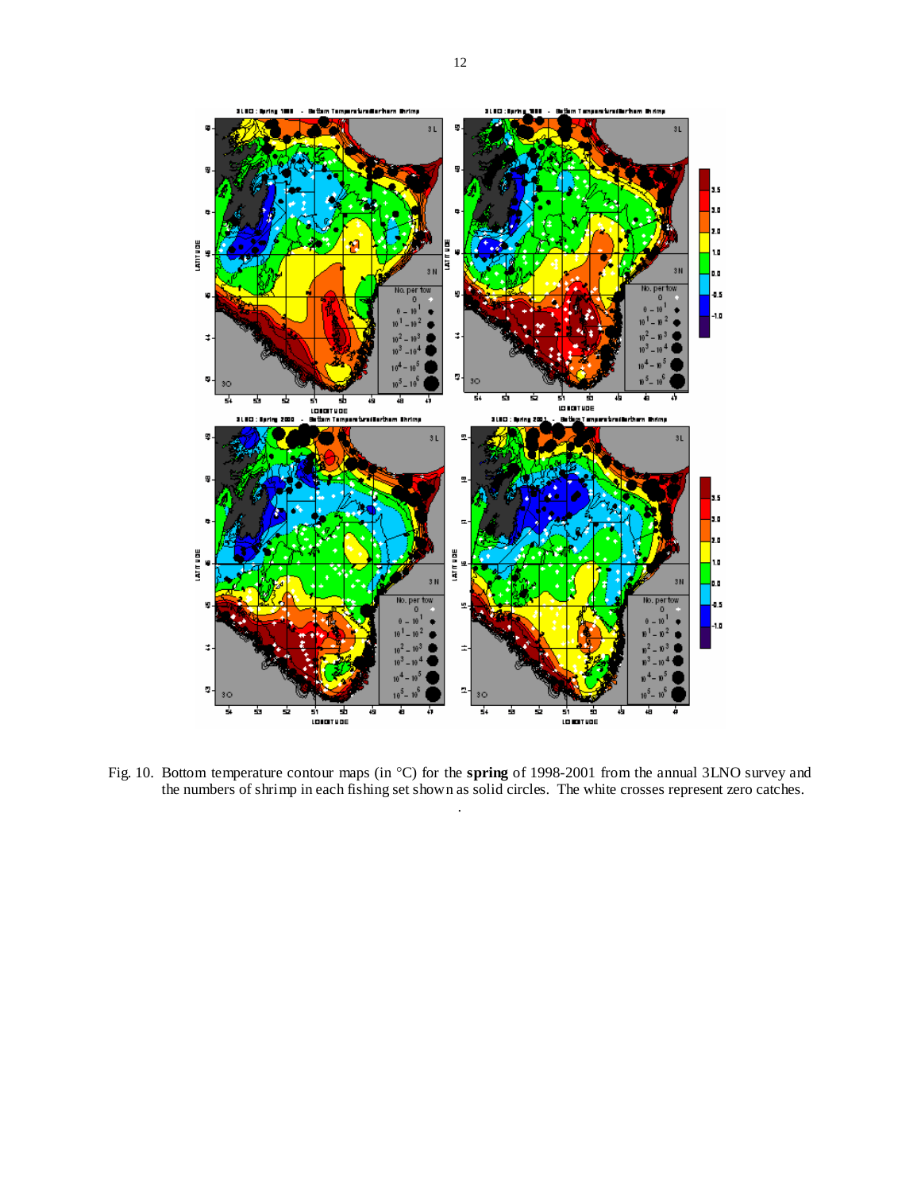Fig. 10. Bottom temperature contour maps (in °C) for the **spring** of 1998-2001 from the annual 3LNO survey and the numbers of shrimp in each fishing set shown as solid circles. The white crosses represent zero catches.

.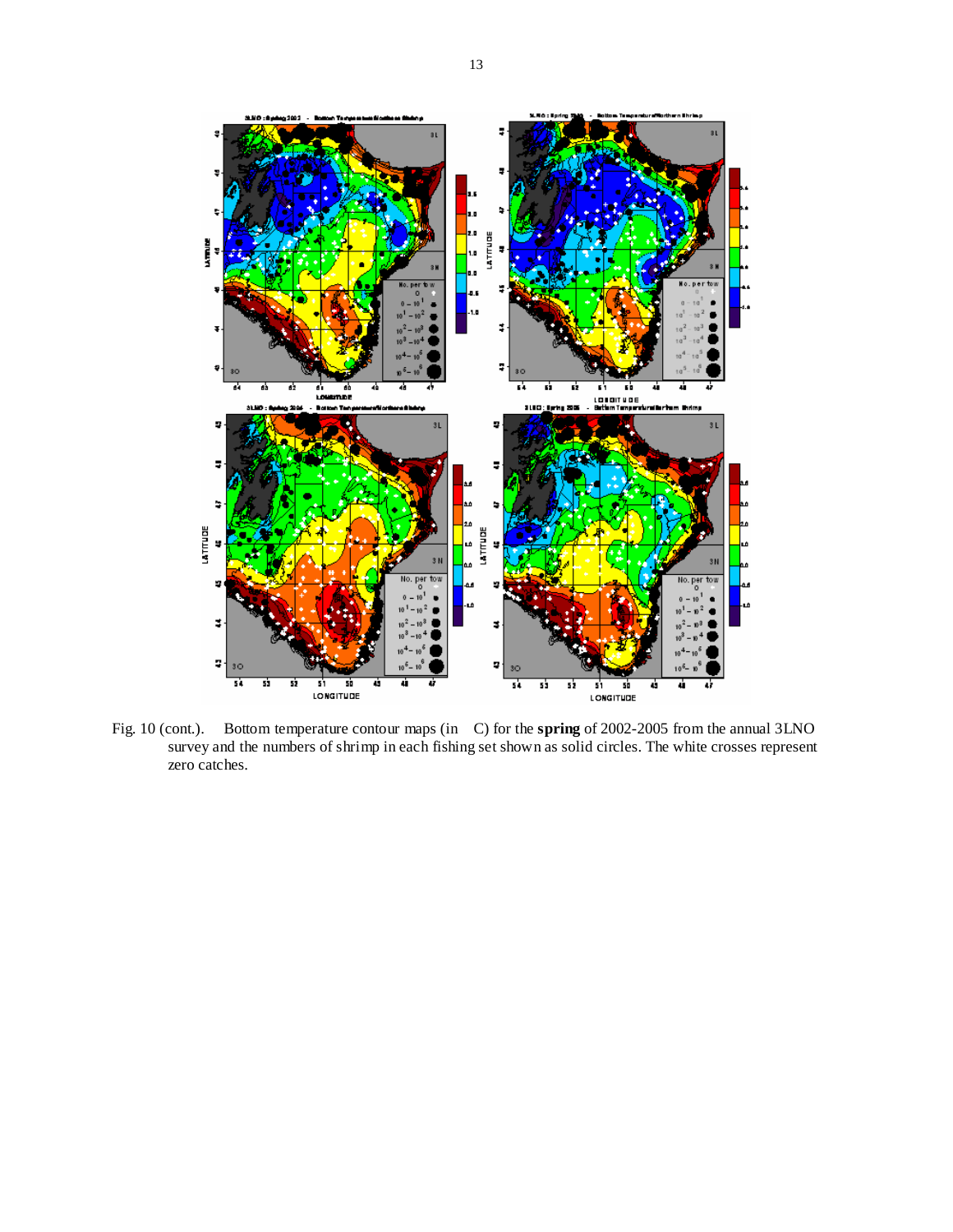Fig. 10 (cont.). Bottom temperature contour maps (in °C) for the **spring** of 2002-2005 from the annual 3LNO survey and the numbers of shrimp in each fishing set shown as solid circles. The white crosses represent zero catches.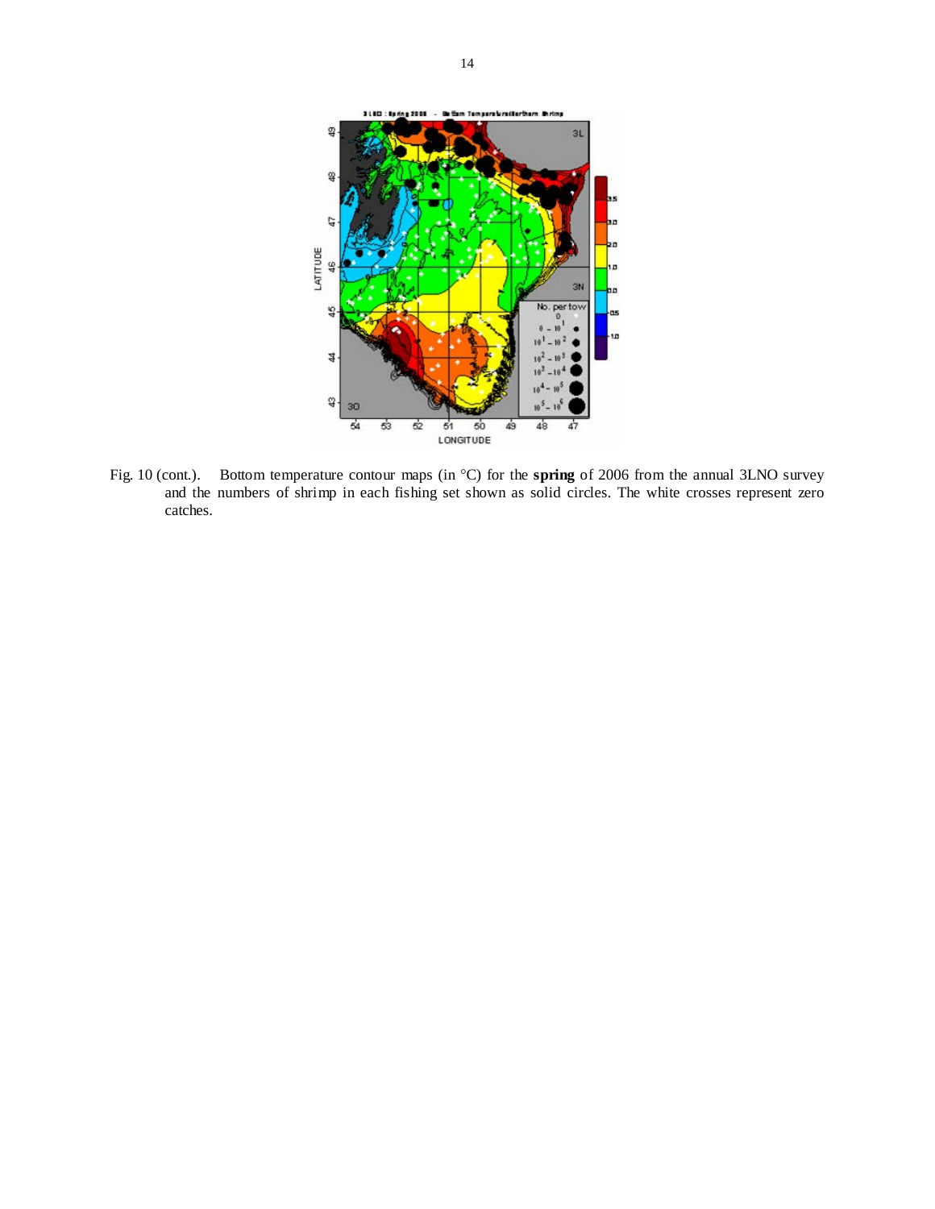Fig. 10 (cont.). Bottom temperature contour maps (in °C) for the **spring** of 2006 from the annual 3LNO survey and the numbers of shrimp in each fishing set shown as solid circles. The white crosses represent zero catches.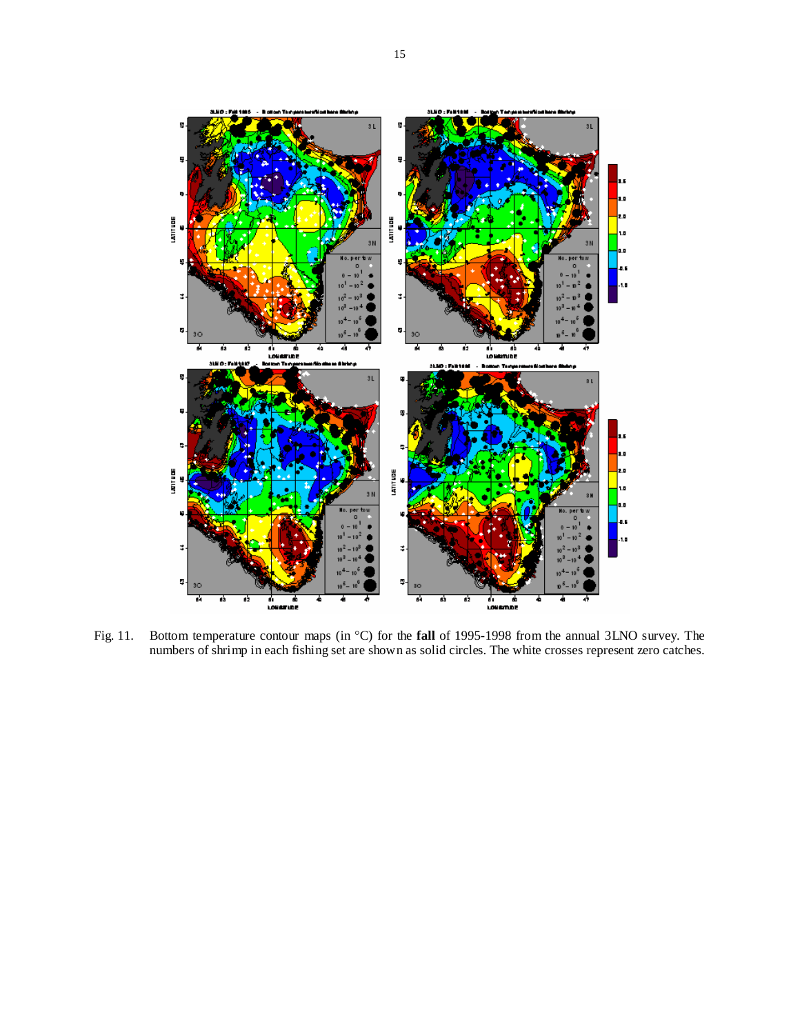Fig. 11. Bottom temperature contour maps (in °C) for the **fall** of 1995-1998 from the annual 3LNO survey. The numbers of shrimp in each fishing set are shown as solid circles. The white crosses represent zero catches.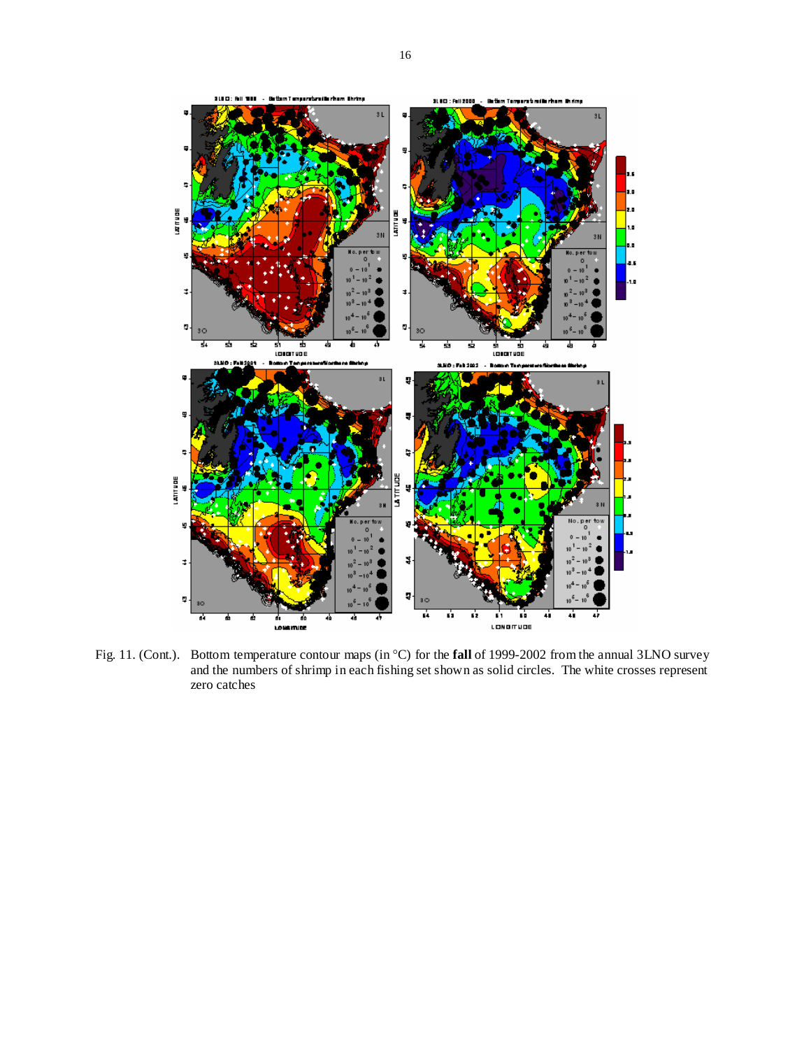Fig. 11. (Cont.). Bottom temperature contour maps (in °C) for the **fall** of 1999-2002 from the annual 3LNO survey and the numbers of shrimp in each fishing set shown as solid circles. The white crosses represent zero catches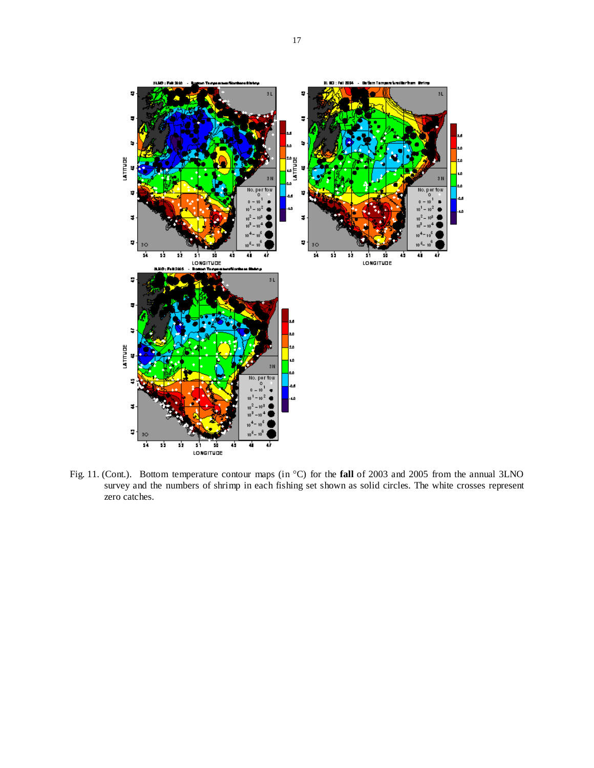3LNO : Fall 2003 - Bottom Temperature/Northern Shrimp

3LNO : Fall 2004 - Bottom Temperature/Northern Shrimp

3LNO : Fall 2005 - Bottom Temperature/Northern Shrimp

LATITUDE

LONGITUDE

3L

3N

3O

No. per tow

Fig. 11. (Cont.). Bottom temperature contour maps (in °C) for the **fall** of 2003 and 2005 from the annual 3LNO survey and the numbers of shrimp in each fishing set shown as solid circles. The white crosses represent zero catches.